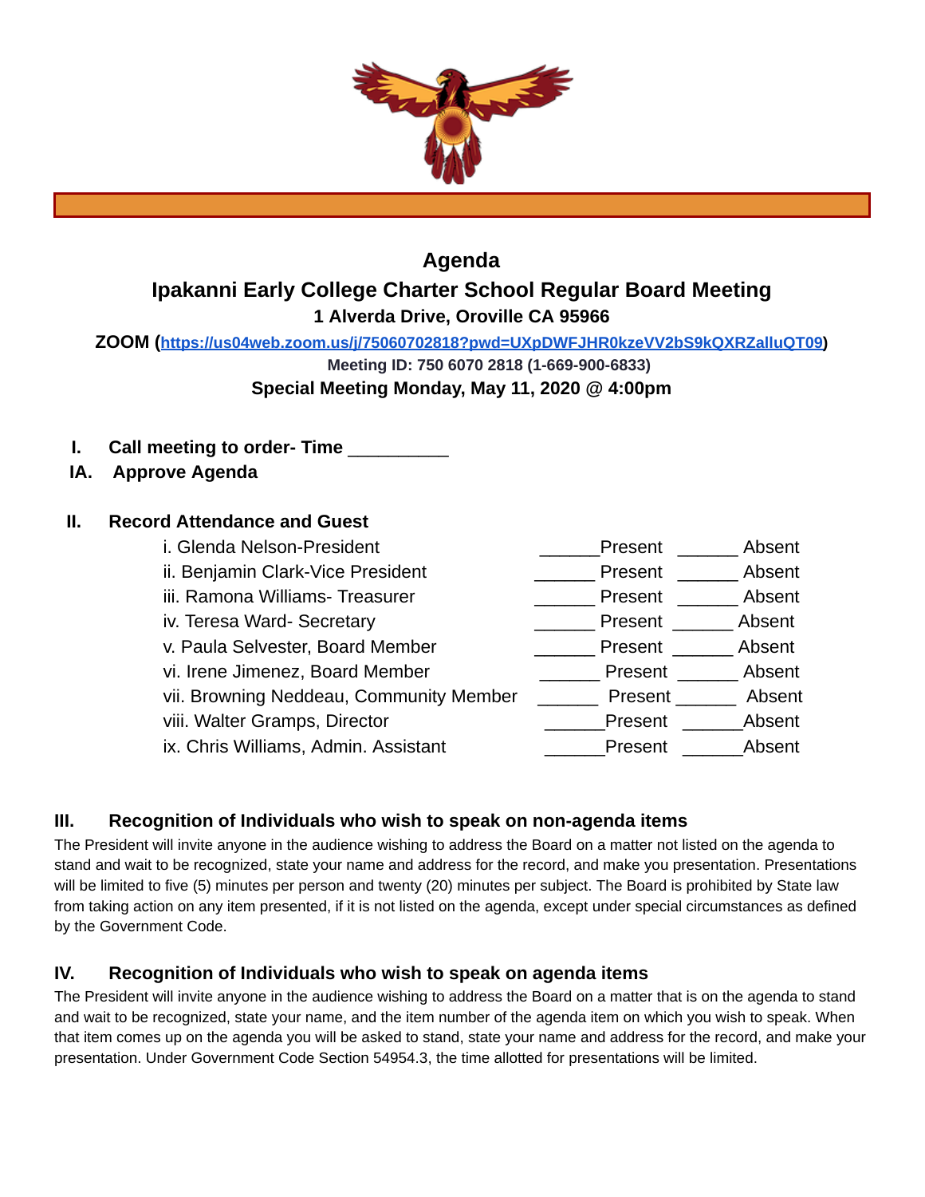# Agenda

## Ipakanni Early College Charter School Regular Board Meeting

**1 Alverda Drive, Oroville CA 95966**

**ZOOM ([https://us04web.zoom.us/j/75060702818?pwd=UXpDWFJHR0kzeVV2bS9kQXRZalluQT09](https://us04web.zoom.us/j/75060702818?pwd=UXpDWFJHR0kzeVV2bS9kQXRZalluQT09))**

**Meeting ID: 750 6070 2818 (1-669-900-6833)**

**Special Meeting Monday, May 11, 2020 @ 4:00pm**

**I. Call meeting to order- Time __________**

**IA. Approve Agenda**

**II. Record Attendance and Guest**

| | | |
|---|---|---|
| i. Glenda Nelson-President | ______Present | ______ Absent |
| ii. Benjamin Clark-Vice President | ______ Present | ______ Absent |
| iii. Ramona Williams- Treasurer | ______ Present | ______ Absent |
| iv. Teresa Ward- Secretary | ______ Present | ______ Absent |
| v. Paula Selvester, Board Member | ______ Present | ______ Absent |
| vi. Irene Jimenez, Board Member | ______ Present | ______ Absent |
| vii. Browning Neddeau, Community Member | ______ Present | ______ Absent |
| viii. Walter Gramps, Director | ______Present | ______Absent |
| ix. Chris Williams, Admin. Assistant | ______Present | ______Absent |

### III. Recognition of Individuals who wish to speak on non-agenda items

The President will invite anyone in the audience wishing to address the Board on a matter not listed on the agenda to stand and wait to be recognized, state your name and address for the record, and make you presentation. Presentations will be limited to five (5) minutes per person and twenty (20) minutes per subject. The Board is prohibited by State law from taking action on any item presented, if it is not listed on the agenda, except under special circumstances as defined by the Government Code.

### IV. Recognition of Individuals who wish to speak on agenda items

The President will invite anyone in the audience wishing to address the Board on a matter that is on the agenda to stand and wait to be recognized, state your name, and the item number of the agenda item on which you wish to speak. When that item comes up on the agenda you will be asked to stand, state your name and address for the record, and make your presentation. Under Government Code Section 54954.3, the time allotted for presentations will be limited.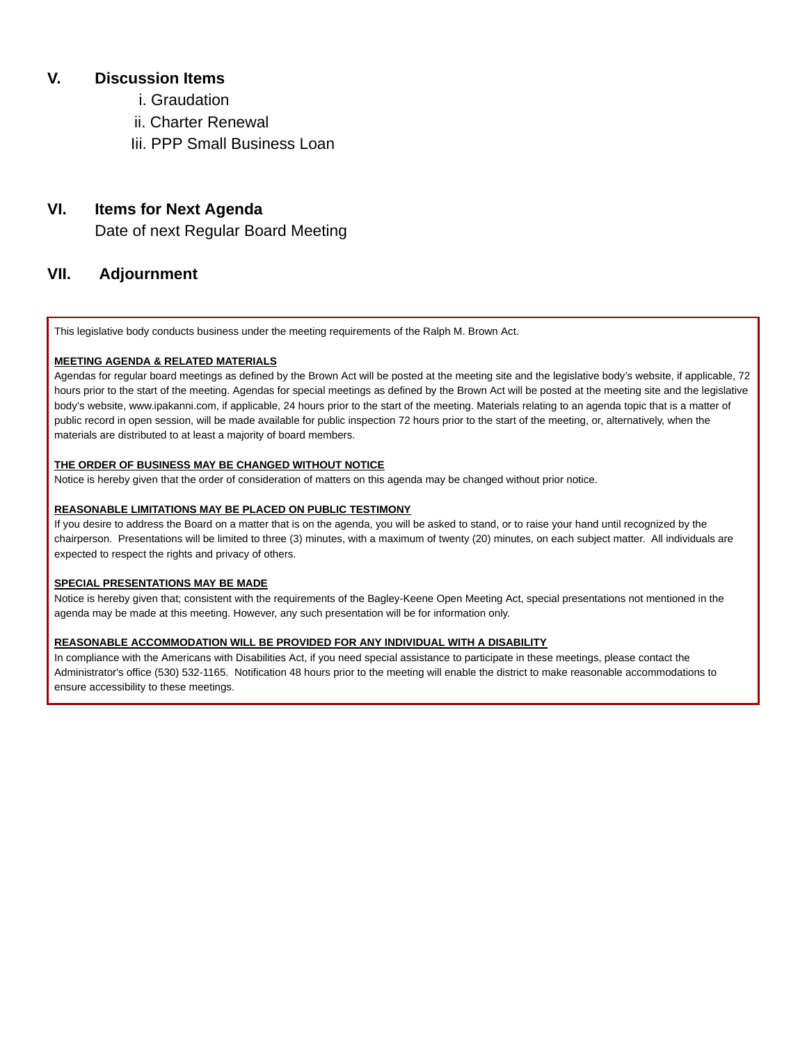## V. Discussion Items

i. Graudation
ii. Charter Renewal
Iii. PPP Small Business Loan

## VI. Items for Next Agenda

Date of next Regular Board Meeting

## VII. Adjournment

This legislative body conducts business under the meeting requirements of the Ralph M. Brown Act.

**MEETING AGENDA & RELATED MATERIALS**

Agendas for regular board meetings as defined by the Brown Act will be posted at the meeting site and the legislative body's website, if applicable, 72 hours prior to the start of the meeting. Agendas for special meetings as defined by the Brown Act will be posted at the meeting site and the legislative body's website, www.ipakanni.com, if applicable, 24 hours prior to the start of the meeting. Materials relating to an agenda topic that is a matter of public record in open session, will be made available for public inspection 72 hours prior to the start of the meeting, or, alternatively, when the materials are distributed to at least a majority of board members.

**THE ORDER OF BUSINESS MAY BE CHANGED WITHOUT NOTICE**

Notice is hereby given that the order of consideration of matters on this agenda may be changed without prior notice.

**REASONABLE LIMITATIONS MAY BE PLACED ON PUBLIC TESTIMONY**

If you desire to address the Board on a matter that is on the agenda, you will be asked to stand, or to raise your hand until recognized by the chairperson. Presentations will be limited to three (3) minutes, with a maximum of twenty (20) minutes, on each subject matter. All individuals are expected to respect the rights and privacy of others.

**SPECIAL PRESENTATIONS MAY BE MADE**

Notice is hereby given that; consistent with the requirements of the Bagley-Keene Open Meeting Act, special presentations not mentioned in the agenda may be made at this meeting. However, any such presentation will be for information only.

**REASONABLE ACCOMMODATION WILL BE PROVIDED FOR ANY INDIVIDUAL WITH A DISABILITY**

In compliance with the Americans with Disabilities Act, if you need special assistance to participate in these meetings, please contact the Administrator's office (530) 532-1165. Notification 48 hours prior to the meeting will enable the district to make reasonable accommodations to ensure accessibility to these meetings.